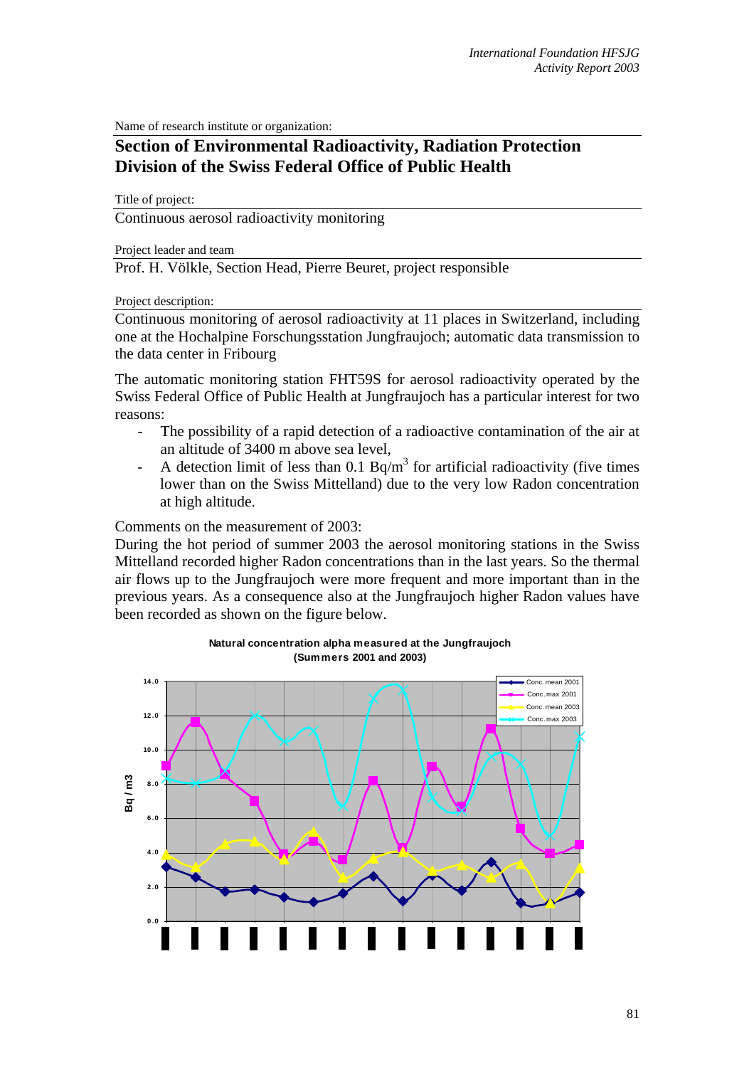Name of research institute or organization:

## Section of Environmental Radioactivity, Radiation Protection Division of the Swiss Federal Office of Public Health

Title of project:

Continuous aerosol radioactivity monitoring

Project leader and team

Prof. H. Völkle, Section Head, Pierre Beuret, project responsible

Project description:

Continuous monitoring of aerosol radioactivity at 11 places in Switzerland, including one at the Hochalpine Forschungsstation Jungfraujoch; automatic data transmission to the data center in Fribourg

The automatic monitoring station FHT59S for aerosol radioactivity operated by the Swiss Federal Office of Public Health at Jungfraujoch has a particular interest for two reasons:

- The possibility of a rapid detection of a radioactive contamination of the air at an altitude of 3400 m above sea level,
- A detection limit of less than 0.1 Bq/m$^3$ for artificial radioactivity (five times lower than on the Swiss Mittelland) due to the very low Radon concentration at high altitude.

Comments on the measurement of 2003:

During the hot period of summer 2003 the aerosol monitoring stations in the Swiss Mittelland recorded higher Radon concentrations than in the last years. So the thermal air flows up to the Jungfraujoch were more frequent and more important than in the previous years. As a consequence also at the Jungfraujoch higher Radon values have been recorded as shown on the figure below.

**Natural concentration alpha measured at the Jungfraujoch (Summers 2001 and 2003)**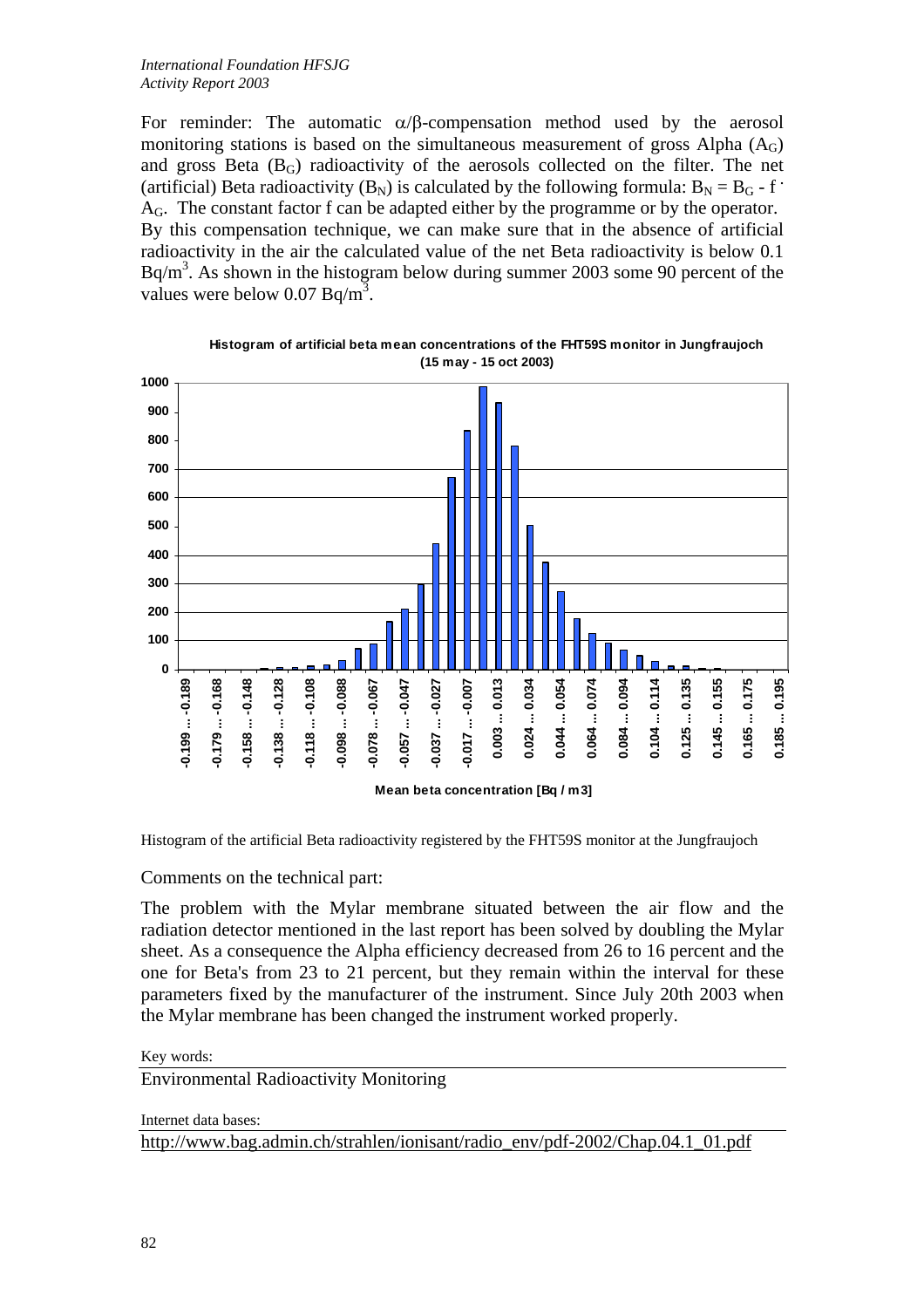For reminder: The automatic $\alpha/\beta$-compensation method used by the aerosol monitoring stations is based on the simultaneous measurement of gross Alpha ($A_G$) and gross Beta ($B_G$) radioactivity of the aerosols collected on the filter. The net (artificial) Beta radioactivity ($B_N$) is calculated by the following formula: $B_N = B_G - f \cdot A_G$. The constant factor f can be adapted either by the programme or by the operator. By this compensation technique, we can make sure that in the absence of artificial radioactivity in the air the calculated value of the net Beta radioactivity is below 0.1 $Bq/m^3$. As shown in the histogram below during summer 2003 some 90 percent of the values were below 0.07 $Bq/m^3$.

Histogram of the artificial Beta radioactivity registered by the FHT59S monitor at the Jungfraujoch

Comments on the technical part:

The problem with the Mylar membrane situated between the air flow and the radiation detector mentioned in the last report has been solved by doubling the Mylar sheet. As a consequence the Alpha efficiency decreased from 26 to 16 percent and the one for Beta's from 23 to 21 percent, but they remain within the interval for these parameters fixed by the manufacturer of the instrument. Since July 20th 2003 when the Mylar membrane has been changed the instrument worked properly.

Key words:

Environmental Radioactivity Monitoring

Internet data bases:

http://www.bag.admin.ch/strahlen/ionisant/radio_env/pdf-2002/Chap.04.1_01.pdf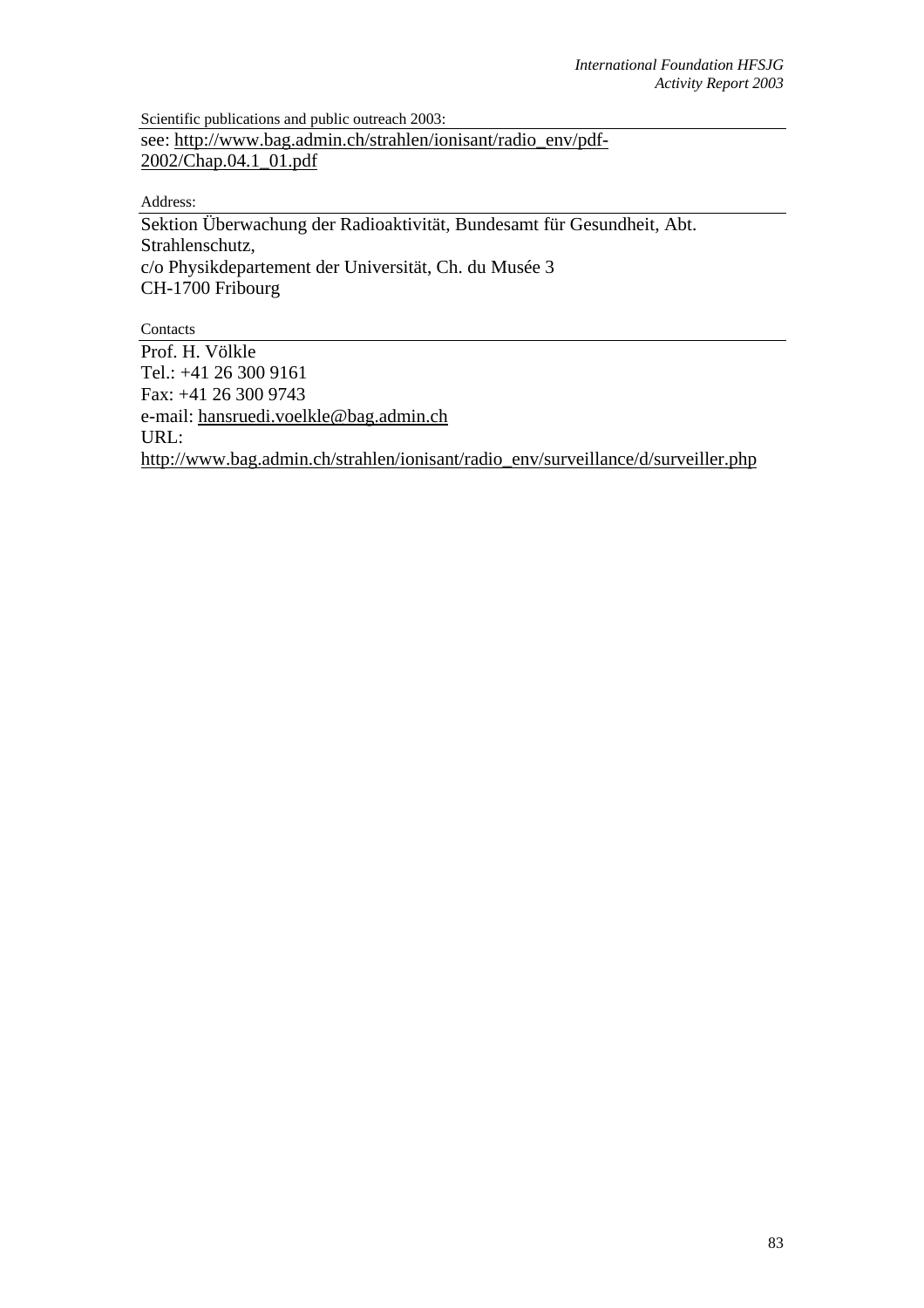Scientific publications and public outreach 2003:

see: http://www.bag.admin.ch/strahlen/ionisant/radio_env/pdf-2002/Chap.04.1_01.pdf

Address:

Sektion Überwachung der Radioaktivität, Bundesamt für Gesundheit, Abt. Strahlenschutz,
c/o Physikdepartement der Universität, Ch. du Musée 3
CH-1700 Fribourg

Contacts

Prof. H. Völkle
Tel.: +41 26 300 9161
Fax: +41 26 300 9743
e-mail: hansruedi.voelkle@bag.admin.ch
URL:
http://www.bag.admin.ch/strahlen/ionisant/radio_env/surveillance/d/surveiller.php